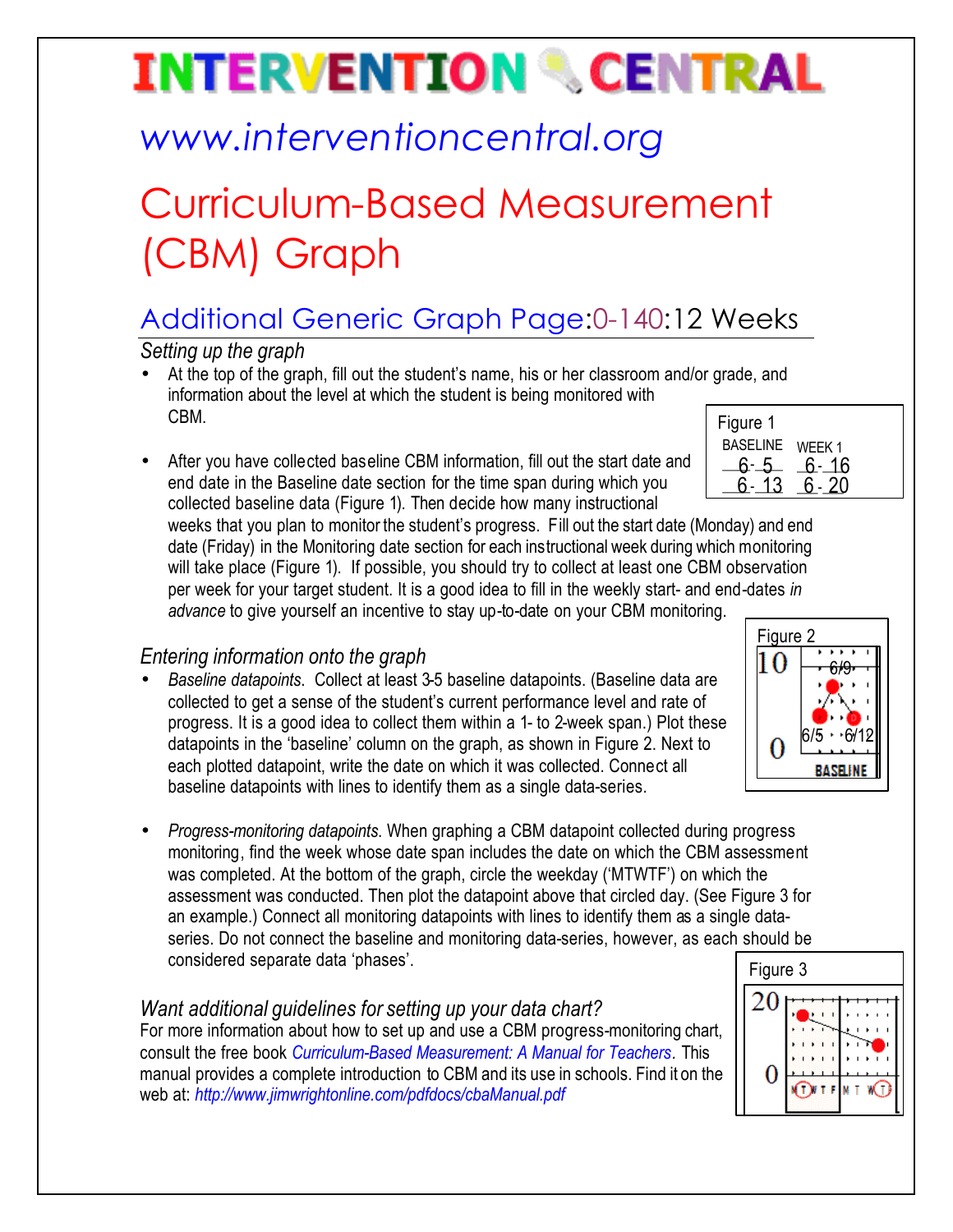# INTERVENTION CENTRAL

www.interventioncentral.org

# Curriculum-Based Measurement (CBM) Graph

## Additional Generic Graph Page:0-140:12 Weeks

### *Setting up the graph*

- At the top of the graph, fill out the student's name, his or her classroom and/or grade, and information about the level at which the student is being monitored with CBM.

- After you have collected baseline CBM information, fill out the start date and end date in the Baseline date section for the time span during which you collected baseline data (Figure 1). Then decide how many instructional weeks that you plan to monitor the student's progress. Fill out the start date (Monday) and end date (Friday) in the Monitoring date section for each instructional week during which monitoring will take place (Figure 1). If possible, you should try to collect at least one CBM observation per week for your target student. It is a good idea to fill in the weekly start- and end-dates *in advance* to give yourself an incentive to stay up-to-date on your CBM monitoring.

Figure 1

| BASELINE | WEEK 1 |
|---|---|
| 6-5 | 6-16 |
| 6-13 | 6-20 |

### *Entering information onto the graph*

- *Baseline datapoints*. Collect at least 3-5 baseline datapoints. (Baseline data are collected to get a sense of the student's current performance level and rate of progress. It is a good idea to collect them within a 1- to 2-week span.) Plot these datapoints in the 'baseline' column on the graph, as shown in Figure 2. Next to each plotted datapoint, write the date on which it was collected. Connect all baseline datapoints with lines to identify them as a single data-series.

Figure 2

- *Progress-monitoring datapoints*. When graphing a CBM datapoint collected during progress monitoring, find the week whose date span includes the date on which the CBM assessment was completed. At the bottom of the graph, circle the weekday ('MTWTF') on which the assessment was conducted. Then plot the datapoint above that circled day. (See Figure 3 for an example.) Connect all monitoring datapoints with lines to identify them as a single data-series. Do not connect the baseline and monitoring data-series, however, as each should be considered separate data 'phases'.

Figure 3

### *Want additional guidelines for setting up your data chart?*

For more information about how to set up and use a CBM progress-monitoring chart, consult the free book *Curriculum-Based Measurement: A Manual for Teachers*. This manual provides a complete introduction to CBM and its use in schools. Find it on the web at: *http://www.jimwrightonline.com/pdfdocs/cbaManual.pdf*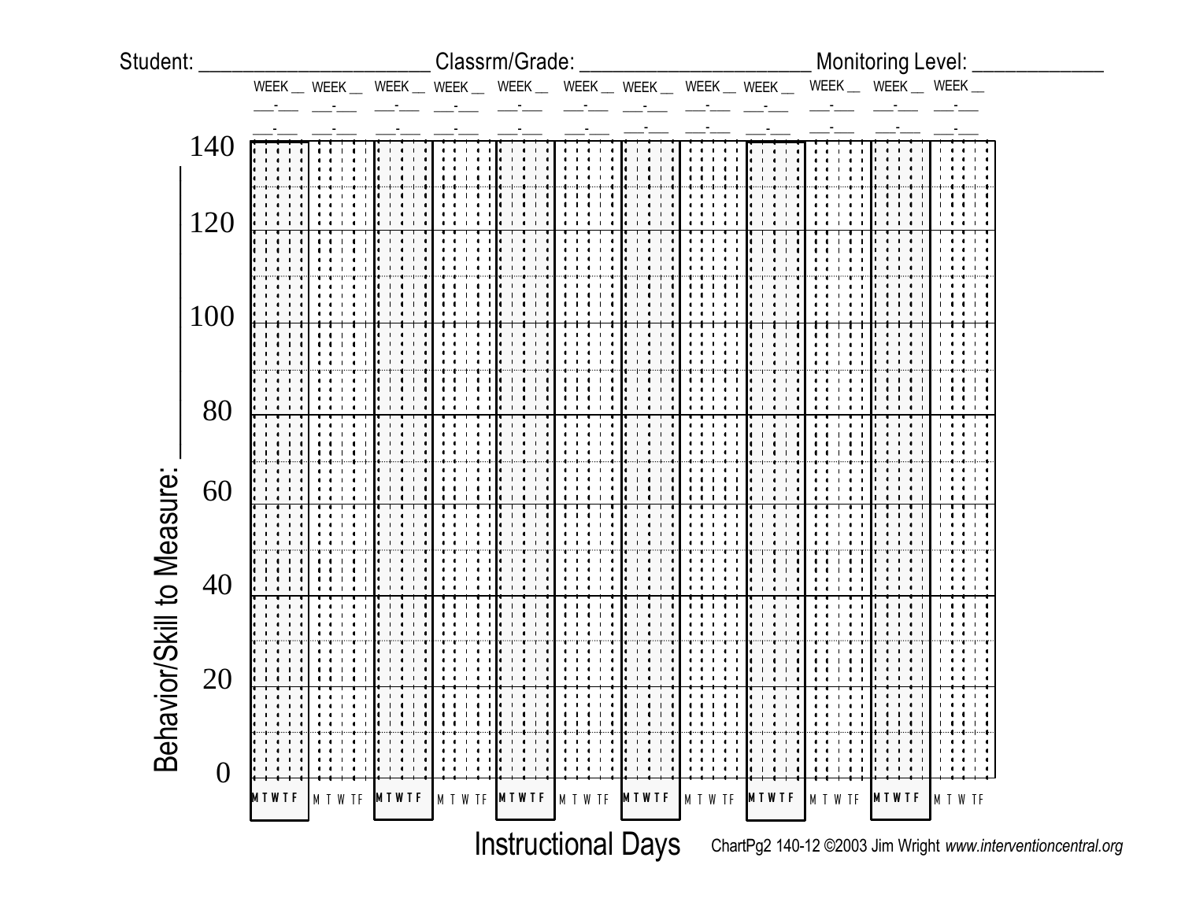Student: ______________________ Classrm/Grade: ______________________ Monitoring Level: ____________

WEEK __ WEEK __ WEEK __ WEEK __ WEEK __ WEEK __ WEEK __ WEEK __ WEEK __ WEEK __ WEEK __ WEEK __

__-__ __-__ __-__ __-__ __-__ __-__ __-__ __-__ __-__ __-__ __-__ __-__

__-__ __-__ __-__ __-__ __-__ __-__ __-__ __-__ __-__ __-__ __-__ __-__

Behavior/Skill to Measure: ______

140

120

100

80

60

40

20

0

M T W T F M T W T F M T W T F M T W T F M T W T F M T W T F M T W T F M T W T F M T W T F M T W T F M T W T F M T W T F

Instructional Days

ChartPg2 140-12 ©2003 Jim Wright *www.interventioncentral.org*